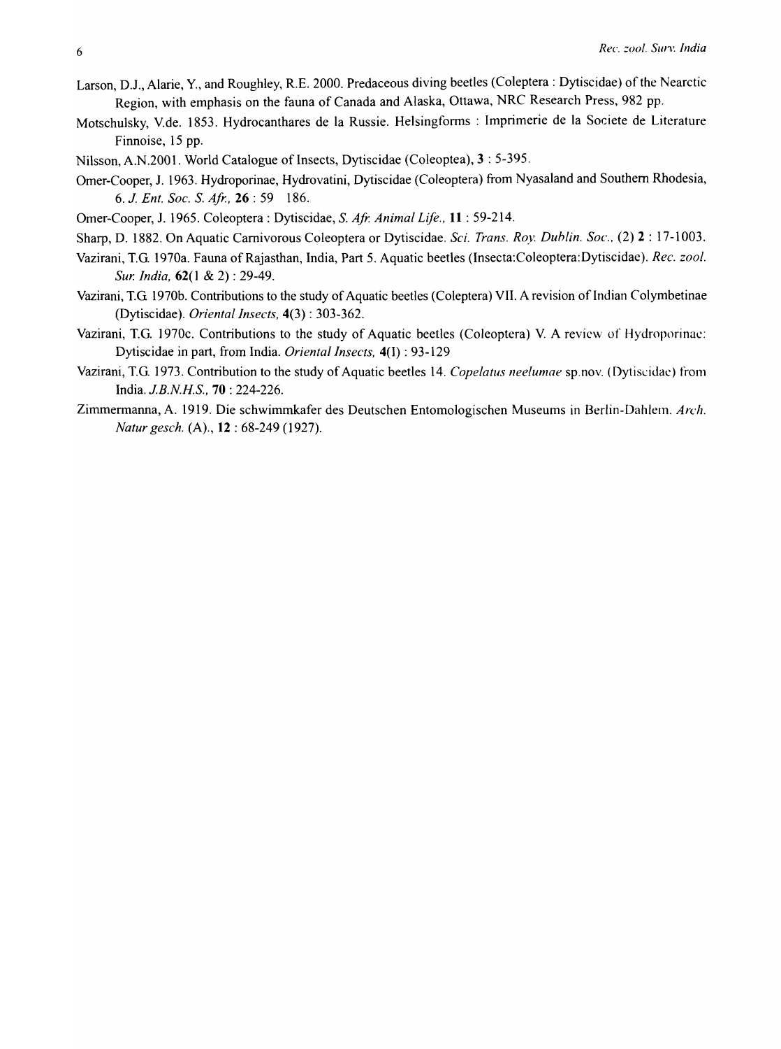Larson, D.J., Alarie, Y., and Roughley, R.E. 2000. Predaceous diving beetles (Coleptera : Dytiscidae) of the Nearctic Region, with emphasis on the fauna of Canada and Alaska, Ottawa, NRC Research Press, 982 pp.

Motschulsky, V.de. 1853. Hydrocanthares de la Russie. Helsingforms : Imprimerie de la Societe de Literature Finnoise, 15 pp.

Nilsson, A.N.2001. World Catalogue of Insects, Dytiscidae (Coleoptea), **3** : 5-395.

Omer-Cooper, J. 1963. Hydroporinae, Hydrovatini, Dytiscidae (Coleoptera) from Nyasaland and Southern Rhodesia, 6. *J. Ent. Soc. S. Afr.,* **26** : 59 186.

Omer-Cooper, J. 1965. Coleoptera : Dytiscidae, *S. Afr. Animal Life.,* **11** : 59-214.

Sharp, D. 1882. On Aquatic Carnivorous Coleoptera or Dytiscidae. *Sci. Trans. Roy. Dublin. Soc.,* (2) **2** : 17-1003.

Vazirani, T.G. 1970a. Fauna of Rajasthan, India, Part 5. Aquatic beetles (Insecta:Coleoptera:Dytiscidae). *Rec. zool. Sur. India,* **62**(1 & 2) : 29-49.

Vazirani, T.G. 1970b. Contributions to the study of Aquatic beetles (Coleptera) VII. A revision of Indian Colymbetinae (Dytiscidae). *Oriental Insects,* **4**(3) : 303-362.

Vazirani, T.G. 1970c. Contributions to the study of Aquatic beetles (Coleoptera) V. A review of Hydroporinae: Dytiscidae in part, from India. *Oriental Insects,* **4**(I) : 93-129

Vazirani, T.G. 1973. Contribution to the study of Aquatic beetles 14. *Copelatus neelumae* sp.nov. (Dytiscidae) from India. *J.B.N.H.S.,* **70** : 224-226.

Zimmermanna, A. 1919. Die schwimmkafer des Deutschen Entomologischen Museums in Berlin-Dahlem. *Arch. Natur gesch.* (A)., **12** : 68-249 (1927).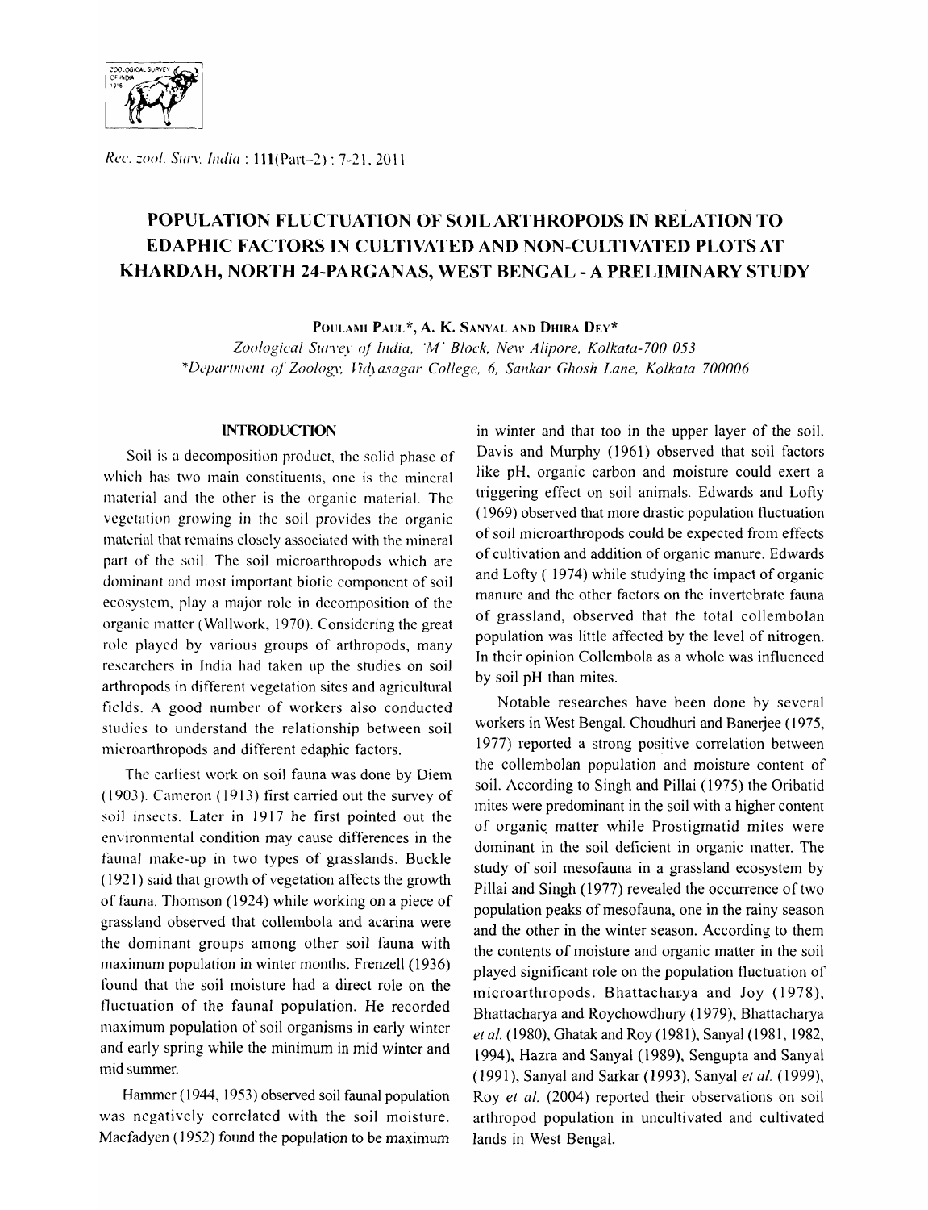# POPULATION FLUCTUATION OF SOIL ARTHROPODS IN RELATION TO EDAPHIC FACTORS IN CULTIVATED AND NON-CULTIVATED PLOTS AT KHARDAH, NORTH 24-PARGANAS, WEST BENGAL - A PRELIMINARY STUDY

POULAMI PAUL*, A. K. SANYAL AND DHIRA DEY*

*Zoological Survey of India, 'M' Block, New Alipore, Kolkata-700 053*
*\*Department of Zoology, Vidyasagar College, 6, Sankar Ghosh Lane, Kolkata 700006*

## INTRODUCTION

Soil is a decomposition product, the solid phase of which has two main constituents, one is the mineral material and the other is the organic material. The vegetation growing in the soil provides the organic material that remains closely associated with the mineral part of the soil. The soil microarthropods which are dominant and most important biotic component of soil ecosystem, play a major role in decomposition of the organic matter (Wallwork, 1970). Considering the great role played by various groups of arthropods, many researchers in India had taken up the studies on soil arthropods in different vegetation sites and agricultural fields. A good number of workers also conducted studies to understand the relationship between soil microarthropods and different edaphic factors.

The earliest work on soil fauna was done by Diem (1903). Cameron (1913) first carried out the survey of soil insects. Later in 1917 he first pointed out the environmental condition may cause differences in the faunal make-up in two types of grasslands. Buckle (1921) said that growth of vegetation affects the growth of fauna. Thomson (1924) while working on a piece of grassland observed that collembola and acarina were the dominant groups among other soil fauna with maximum population in winter months. Frenzell (1936) found that the soil moisture had a direct role on the fluctuation of the faunal population. He recorded maximum population of soil organisms in early winter and early spring while the minimum in mid winter and mid summer.

Hammer (1944, 1953) observed soil faunal population was negatively correlated with the soil moisture. Macfadyen (1952) found the population to be maximum in winter and that too in the upper layer of the soil. Davis and Murphy (1961) observed that soil factors like pH, organic carbon and moisture could exert a triggering effect on soil animals. Edwards and Lofty (1969) observed that more drastic population fluctuation of soil microarthropods could be expected from effects of cultivation and addition of organic manure. Edwards and Lofty ( 1974) while studying the impact of organic manure and the other factors on the invertebrate fauna of grassland, observed that the total collembolan population was little affected by the level of nitrogen. In their opinion Collembola as a whole was influenced by soil pH than mites.

Notable researches have been done by several workers in West Bengal. Choudhuri and Banerjee (1975, 1977) reported a strong positive correlation between the collembolan population and moisture content of soil. According to Singh and Pillai (1975) the Oribatid mites were predominant in the soil with a higher content of organic matter while Prostigmatid mites were dominant in the soil deficient in organic matter. The study of soil mesofauna in a grassland ecosystem by Pillai and Singh (1977) revealed the occurrence of two population peaks of mesofauna, one in the rainy season and the other in the winter season. According to them the contents of moisture and organic matter in the soil played significant role on the population fluctuation of microarthropods. Bhattacharya and Joy (1978), Bhattacharya and Roychowdhury (1979), Bhattacharya *et al.* (1980), Ghatak and Roy (1981), Sanyal (1981, 1982, 1994), Hazra and Sanyal (1989), Sengupta and Sanyal (1991), Sanyal and Sarkar (1993), Sanyal *et al.* (1999), Roy *et al.* (2004) reported their observations on soil arthropod population in uncultivated and cultivated lands in West Bengal.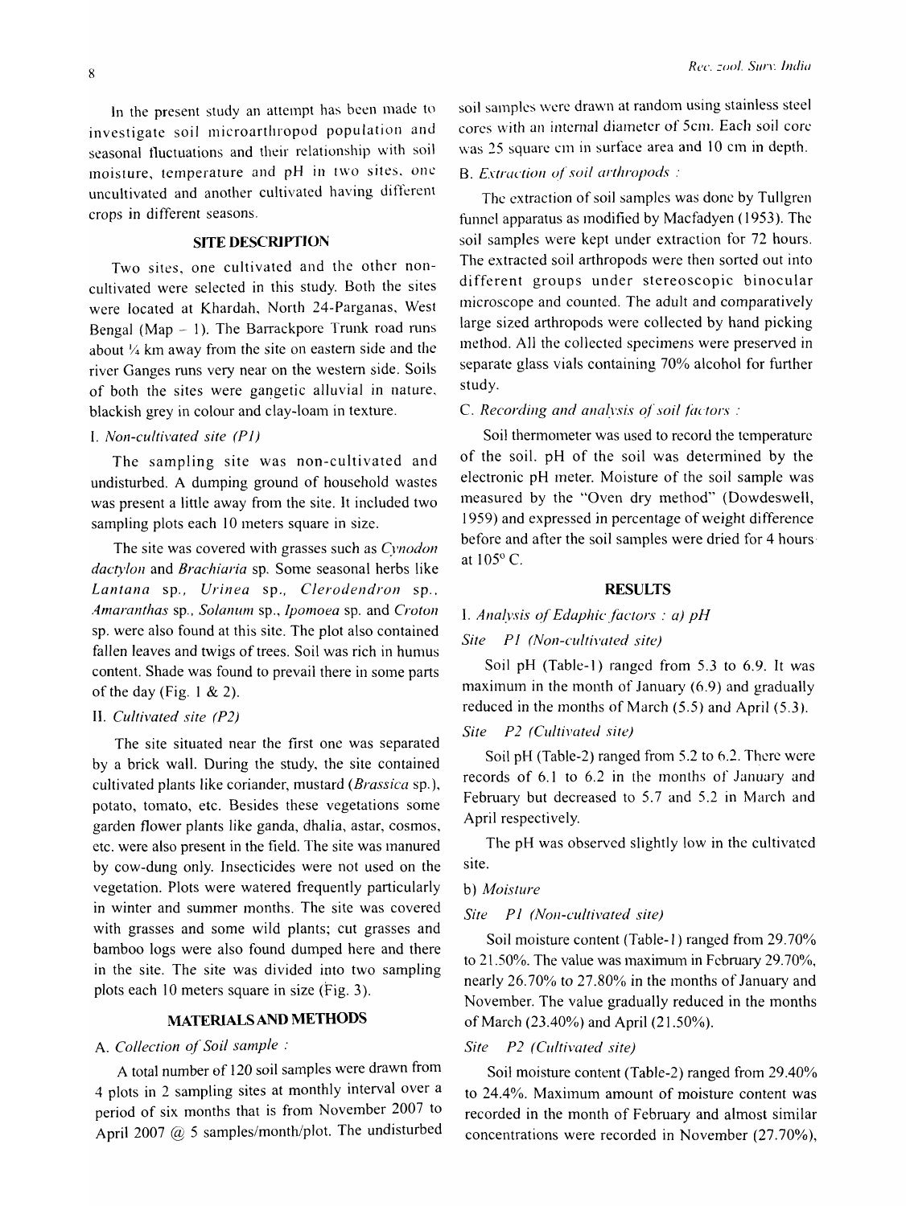In the present study an attempt has been made to investigate soil microarthropod population and seasonal fluctuations and their relationship with soil moisture, temperature and pH in two sites, one uncultivated and another cultivated having different crops in different seasons.

## SITE DESCRIPTION

Two sites, one cultivated and the other non-cultivated were selected in this study. Both the sites were located at Khardah, North 24-Parganas, West Bengal (Map – 1). The Barrackpore Trunk road runs about ¼ km away from the site on eastern side and the river Ganges runs very near on the western side. Soils of both the sites were gangetic alluvial in nature, blackish grey in colour and clay-loam in texture.

*I. Non-cultivated site (P1)*

The sampling site was non-cultivated and undisturbed. A dumping ground of household wastes was present a little away from the site. It included two sampling plots each 10 meters square in size.

The site was covered with grasses such as *Cynodon dactylon* and *Brachiaria* sp. Some seasonal herbs like *Lantana* sp., *Urinea* sp., *Clerodendron* sp., *Amaranthas* sp., *Solanum* sp., *Ipomoea* sp. and *Croton* sp. were also found at this site. The plot also contained fallen leaves and twigs of trees. Soil was rich in humus content. Shade was found to prevail there in some parts of the day (Fig. 1 & 2).

*II. Cultivated site (P2)*

The site situated near the first one was separated by a brick wall. During the study, the site contained cultivated plants like coriander, mustard (*Brassica* sp.), potato, tomato, etc. Besides these vegetations some garden flower plants like ganda, dhalia, astar, cosmos, etc. were also present in the field. The site was manured by cow-dung only. Insecticides were not used on the vegetation. Plots were watered frequently particularly in winter and summer months. The site was covered with grasses and some wild plants; cut grasses and bamboo logs were also found dumped here and there in the site. The site was divided into two sampling plots each 10 meters square in size (Fig. 3).

## MATERIALS AND METHODS

*A. Collection of Soil sample :*

A total number of 120 soil samples were drawn from 4 plots in 2 sampling sites at monthly interval over a period of six months that is from November 2007 to April 2007 @ 5 samples/month/plot. The undisturbed soil samples were drawn at random using stainless steel cores with an internal diameter of 5cm. Each soil core was 25 square cm in surface area and 10 cm in depth.

*B. Extraction of soil arthropods :*

The extraction of soil samples was done by Tullgren funnel apparatus as modified by Macfadyen (1953). The soil samples were kept under extraction for 72 hours. The extracted soil arthropods were then sorted out into different groups under stereoscopic binocular microscope and counted. The adult and comparatively large sized arthropods were collected by hand picking method. All the collected specimens were preserved in separate glass vials containing 70% alcohol for further study.

*C. Recording and analysis of soil factors :*

Soil thermometer was used to record the temperature of the soil. pH of the soil was determined by the electronic pH meter. Moisture of the soil sample was measured by the "Oven dry method" (Dowdeswell, 1959) and expressed in percentage of weight difference before and after the soil samples were dried for 4 hours at 105° C.

## RESULTS

*I. Analysis of Edaphic factors : a) pH*

*Site P1 (Non-cultivated site)*

Soil pH (Table-1) ranged from 5.3 to 6.9. It was maximum in the month of January (6.9) and gradually reduced in the months of March (5.5) and April (5.3).

*Site P2 (Cultivated site)*

Soil pH (Table-2) ranged from 5.2 to 6.2. There were records of 6.1 to 6.2 in the months of January and February but decreased to 5.7 and 5.2 in March and April respectively.

The pH was observed slightly low in the cultivated site.

*b) Moisture*

*Site P1 (Non-cultivated site)*

Soil moisture content (Table-1) ranged from 29.70% to 21.50%. The value was maximum in February 29.70%, nearly 26.70% to 27.80% in the months of January and November. The value gradually reduced in the months of March (23.40%) and April (21.50%).

*Site P2 (Cultivated site)*

Soil moisture content (Table-2) ranged from 29.40% to 24.4%. Maximum amount of moisture content was recorded in the month of February and almost similar concentrations were recorded in November (27.70%),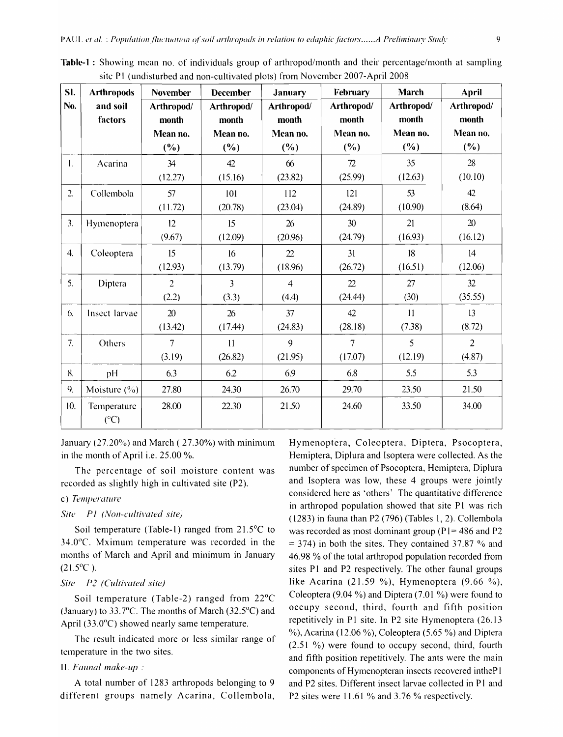**Table-1 :** Showing mean no. of individuals group of arthropod/month and their percentage/month at sampling site P1 (undisturbed and non-cultivated plots) from November 2007-April 2008

| Sl. No. | Arthropods and soil factors | November Arthropod/ month Mean no. (%) | December Arthropod/ month Mean no. (%) | January Arthropod/ month Mean no. (%) | February Arthropod/ month Mean no. (%) | March Arthropod/ month Mean no. (%) | April Arthropod/ month Mean no. (%) |
|---|---|---|---|---|---|---|---|
| 1. | Acarina | 34 (12.27) | 42 (15.16) | 66 (23.82) | 72 (25.99) | 35 (12.63) | 28 (10.10) |
| 2. | Collembola | 57 (11.72) | 101 (20.78) | 112 (23.04) | 121 (24.89) | 53 (10.90) | 42 (8.64) |
| 3. | Hymenoptera | 12 (9.67) | 15 (12.09) | 26 (20.96) | 30 (24.79) | 21 (16.93) | 20 (16.12) |
| 4. | Coleoptera | 15 (12.93) | 16 (13.79) | 22 (18.96) | 31 (26.72) | 18 (16.51) | 14 (12.06) |
| 5. | Diptera | 2 (2.2) | 3 (3.3) | 4 (4.4) | 22 (24.44) | 27 (30) | 32 (35.55) |
| 6. | Insect larvae | 20 (13.42) | 26 (17.44) | 37 (24.83) | 42 (28.18) | 11 (7.38) | 13 (8.72) |
| 7. | Others | 7 (3.19) | 11 (26.82) | 9 (21.95) | 7 (17.07) | 5 (12.19) | 2 (4.87) |
| 8. | pH | 6.3 | 6.2 | 6.9 | 6.8 | 5.5 | 5.3 |
| 9. | Moisture (%) | 27.80 | 24.30 | 26.70 | 29.70 | 23.50 | 21.50 |
| 10. | Temperature (°C) | 28.00 | 22.30 | 21.50 | 24.60 | 33.50 | 34.00 |

January (27.20%) and March ( 27.30%) with minimum in the month of April i.e. 25.00 %.

The percentage of soil moisture content was recorded as slightly high in cultivated site (P2).

c) *Temperature*

*Site P1 (Non-cultivated site)*

Soil temperature (Table-1) ranged from 21.5°C to 34.0°C. Mximum temperature was recorded in the months of March and April and minimum in January (21.5°C ).

*Site P2 (Cultivated site)*

Soil temperature (Table-2) ranged from 22°C (January) to 33.7°C. The months of March (32.5°C) and April (33.0°C) showed nearly same temperature.

The result indicated more or less similar range of temperature in the two sites.

II. *Faunal make-up :*

A total number of 1283 arthropods belonging to 9 different groups namely Acarina, Collembola, Hymenoptera, Coleoptera, Diptera, Psocoptera, Hemiptera, Diplura and Isoptera were collected. As the number of specimen of Psocoptera, Hemiptera, Diplura and Isoptera was low, these 4 groups were jointly considered here as 'others' The quantitative difference in arthropod population showed that site P1 was rich (1283) in fauna than P2 (796) (Tables 1, 2). Collembola was recorded as most dominant group (P1= 486 and P2 = 374) in both the sites. They contained 37.87 % and 46.98 % of the total arthropod population recorded from sites P1 and P2 respectively. The other faunal groups like Acarina (21.59 %), Hymenoptera (9.66 %), Coleoptera (9.04 %) and Diptera (7.01 %) were found to occupy second, third, fourth and fifth position repetitively in P1 site. In P2 site Hymenoptera (26.13 %), Acarina (12.06 %), Coleoptera (5.65 %) and Diptera (2.51 %) were found to occupy second, third, fourth and fifth position repetitively. The ants were the main components of Hymenopteran insects recovered intheP1 and P2 sites. Different insect larvae collected in P1 and P2 sites were 11.61 % and 3.76 % respectively.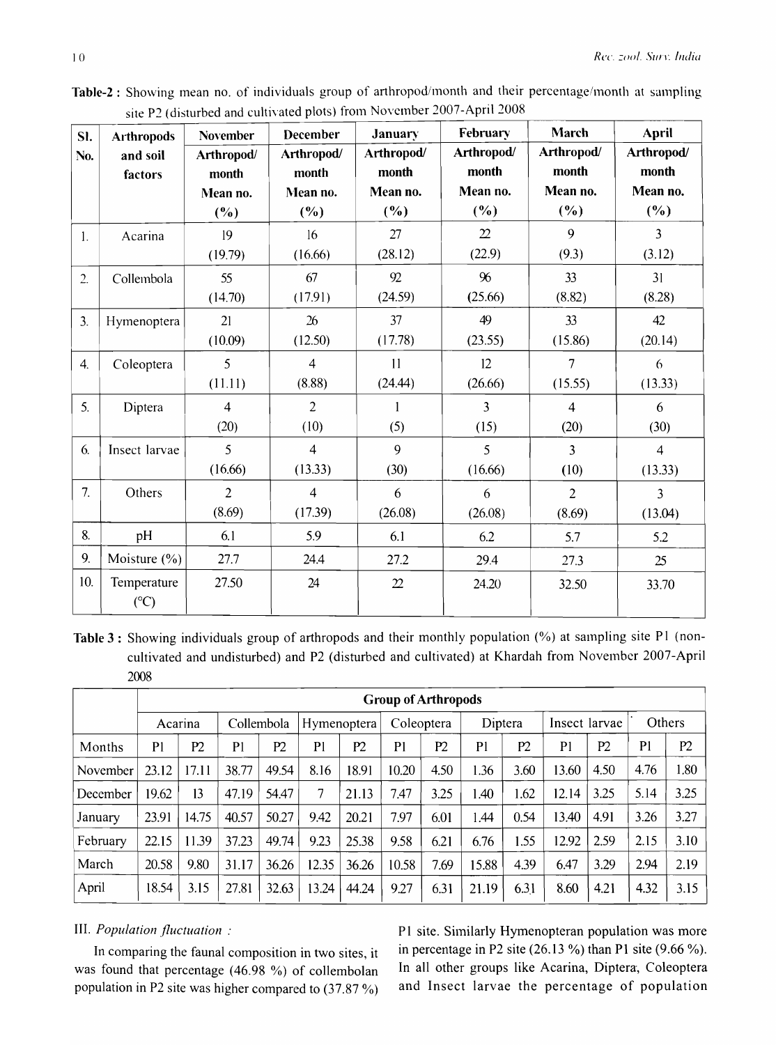**Table-2 :** Showing mean no. of individuals group of arthropod/month and their percentage/month at sampling site P2 (disturbed and cultivated plots) from November 2007-April 2008

| Sl. No. | Arthropods and soil factors | November Arthropod/ month Mean no. (%) | December Arthropod/ month Mean no. (%) | January Arthropod/ month Mean no. (%) | February Arthropod/ month Mean no. (%) | March Arthropod/ month Mean no. (%) | April Arthropod/ month Mean no. (%) |
|---|---|---|---|---|---|---|---|
| 1. | Acarina | 19 (19.79) | 16 (16.66) | 27 (28.12) | 22 (22.9) | 9 (9.3) | 3 (3.12) |
| 2. | Collembola | 55 (14.70) | 67 (17.91) | 92 (24.59) | 96 (25.66) | 33 (8.82) | 31 (8.28) |
| 3. | Hymenoptera | 21 (10.09) | 26 (12.50) | 37 (17.78) | 49 (23.55) | 33 (15.86) | 42 (20.14) |
| 4. | Coleoptera | 5 (11.11) | 4 (8.88) | 11 (24.44) | 12 (26.66) | 7 (15.55) | 6 (13.33) |
| 5. | Diptera | 4 (20) | 2 (10) | 1 (5) | 3 (15) | 4 (20) | 6 (30) |
| 6. | Insect larvae | 5 (16.66) | 4 (13.33) | 9 (30) | 5 (16.66) | 3 (10) | 4 (13.33) |
| 7. | Others | 2 (8.69) | 4 (17.39) | 6 (26.08) | 6 (26.08) | 2 (8.69) | 3 (13.04) |
| 8. | pH | 6.1 | 5.9 | 6.1 | 6.2 | 5.7 | 5.2 |
| 9. | Moisture (%) | 27.7 | 24.4 | 27.2 | 29.4 | 27.3 | 25 |
| 10. | Temperature (°C) | 27.50 | 24 | 22 | 24.20 | 32.50 | 33.70 |

**Table 3 :** Showing individuals group of arthropods and their monthly population (%) at sampling site P1 (non-cultivated and undisturbed) and P2 (disturbed and cultivated) at Khardah from November 2007-April 2008

| | Group of Arthropods | | | | | | | | | | | | | |
|---|---|---|---|---|---|---|---|---|---|---|---|---|---|---|
| | Acarina | | Collembola | | Hymenoptera | | Coleoptera | | Diptera | | Insect larvae | | Others | |
| Months | P1 | P2 | P1 | P2 | P1 | P2 | P1 | P2 | P1 | P2 | P1 | P2 | P1 | P2 |
| November | 23.12 | 17.11 | 38.77 | 49.54 | 8.16 | 18.91 | 10.20 | 4.50 | 1.36 | 3.60 | 13.60 | 4.50 | 4.76 | 1.80 |
| December | 19.62 | 13 | 47.19 | 54.47 | 7 | 21.13 | 7.47 | 3.25 | 1.40 | 1.62 | 12.14 | 3.25 | 5.14 | 3.25 |
| January | 23.91 | 14.75 | 40.57 | 50.27 | 9.42 | 20.21 | 7.97 | 6.01 | 1.44 | 0.54 | 13.40 | 4.91 | 3.26 | 3.27 |
| February | 22.15 | 11.39 | 37.23 | 49.74 | 9.23 | 25.38 | 9.58 | 6.21 | 6.76 | 1.55 | 12.92 | 2.59 | 2.15 | 3.10 |
| March | 20.58 | 9.80 | 31.17 | 36.26 | 12.35 | 36.26 | 10.58 | 7.69 | 15.88 | 4.39 | 6.47 | 3.29 | 2.94 | 2.19 |
| April | 18.54 | 3.15 | 27.81 | 32.63 | 13.24 | 44.24 | 9.27 | 6.31 | 21.19 | 6.31 | 8.60 | 4.21 | 4.32 | 3.15 |

III. *Population fluctuation :*

In comparing the faunal composition in two sites, it was found that percentage (46.98 %) of collembolan population in P2 site was higher compared to (37.87 %) P1 site. Similarly Hymenopteran population was more in percentage in P2 site (26.13 %) than P1 site (9.66 %). In all other groups like Acarina, Diptera, Coleoptera and Insect larvae the percentage of population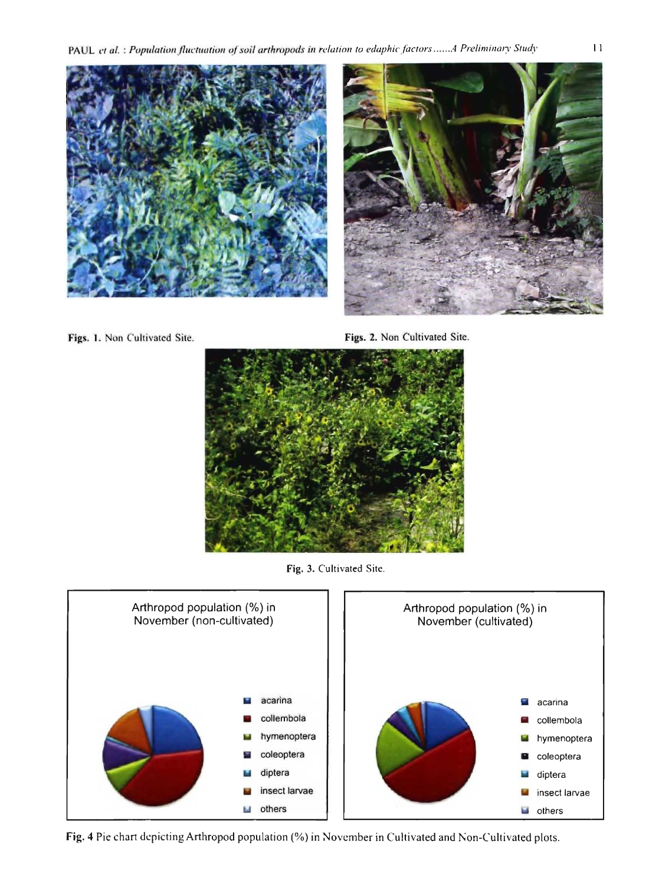Figs. 1. Non Cultivated Site.

Figs. 2. Non Cultivated Site.

Fig. 3. Cultivated Site.

Fig. 4 Pie chart depicting Arthropod population (%) in November in Cultivated and Non-Cultivated plots.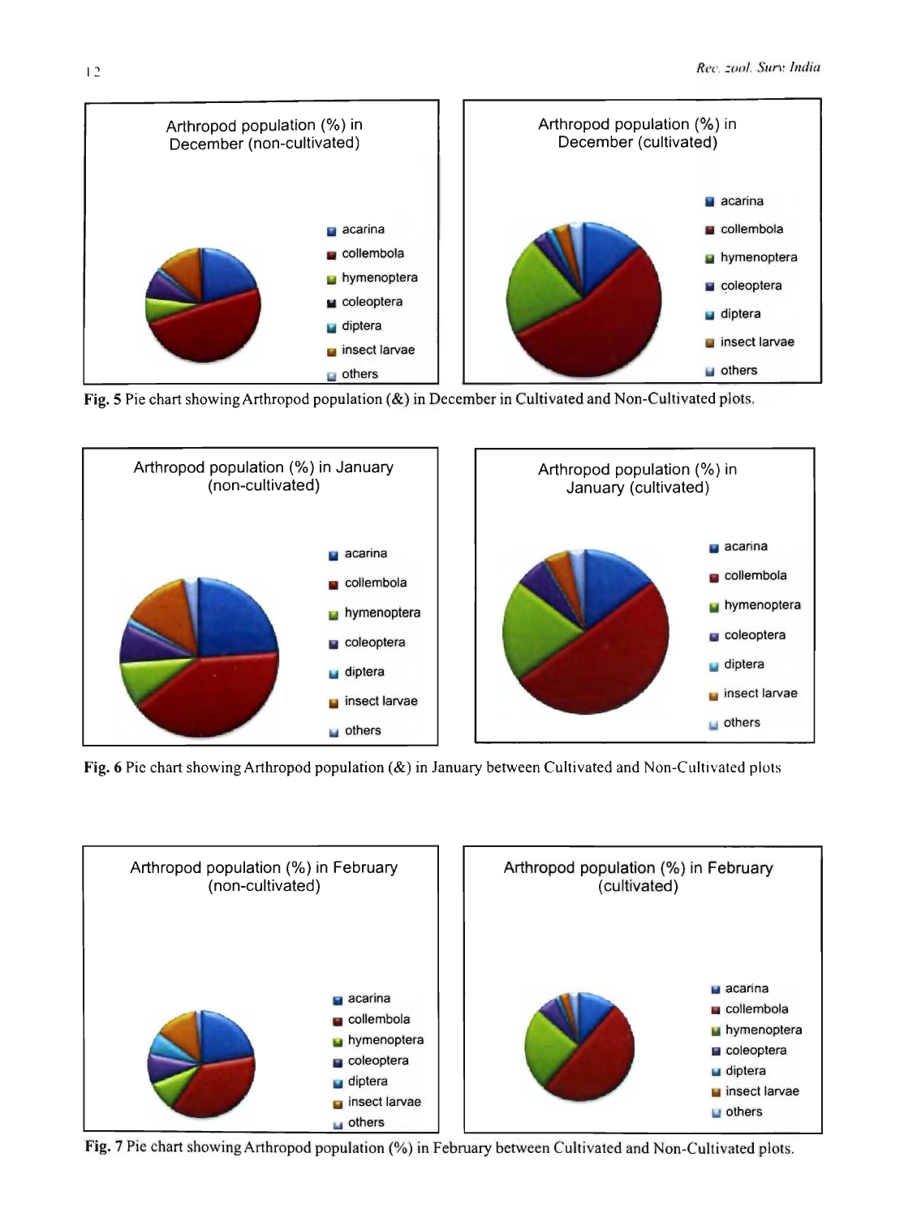Arthropod population (%) in December (non-cultivated)

- acarina
- collembola
- hymenoptera
- coleoptera
- diptera
- insect larvae
- others

Arthropod population (%) in December (cultivated)

- acarina
- collembola
- hymenoptera
- coleoptera
- diptera
- insect larvae
- others

**Fig. 5** Pie chart showing Arthropod population (&) in December in Cultivated and Non-Cultivated plots.

Arthropod population (%) in January (non-cultivated)

- acarina
- collembola
- hymenoptera
- coleoptera
- diptera
- insect larvae
- others

Arthropod population (%) in January (cultivated)

- acarina
- collembola
- hymenoptera
- coleoptera
- diptera
- insect larvae
- others

**Fig. 6** Pie chart showing Arthropod population (&) in January between Cultivated and Non-Cultivated plots

Arthropod population (%) in February (non-cultivated)

- acarina
- collembola
- hymenoptera
- coleoptera
- diptera
- insect larvae
- others

Arthropod population (%) in February (cultivated)

- acarina
- collembola
- hymenoptera
- coleoptera
- diptera
- insect larvae
- others

**Fig. 7** Pie chart showing Arthropod population (%) in February between Cultivated and Non-Cultivated plots.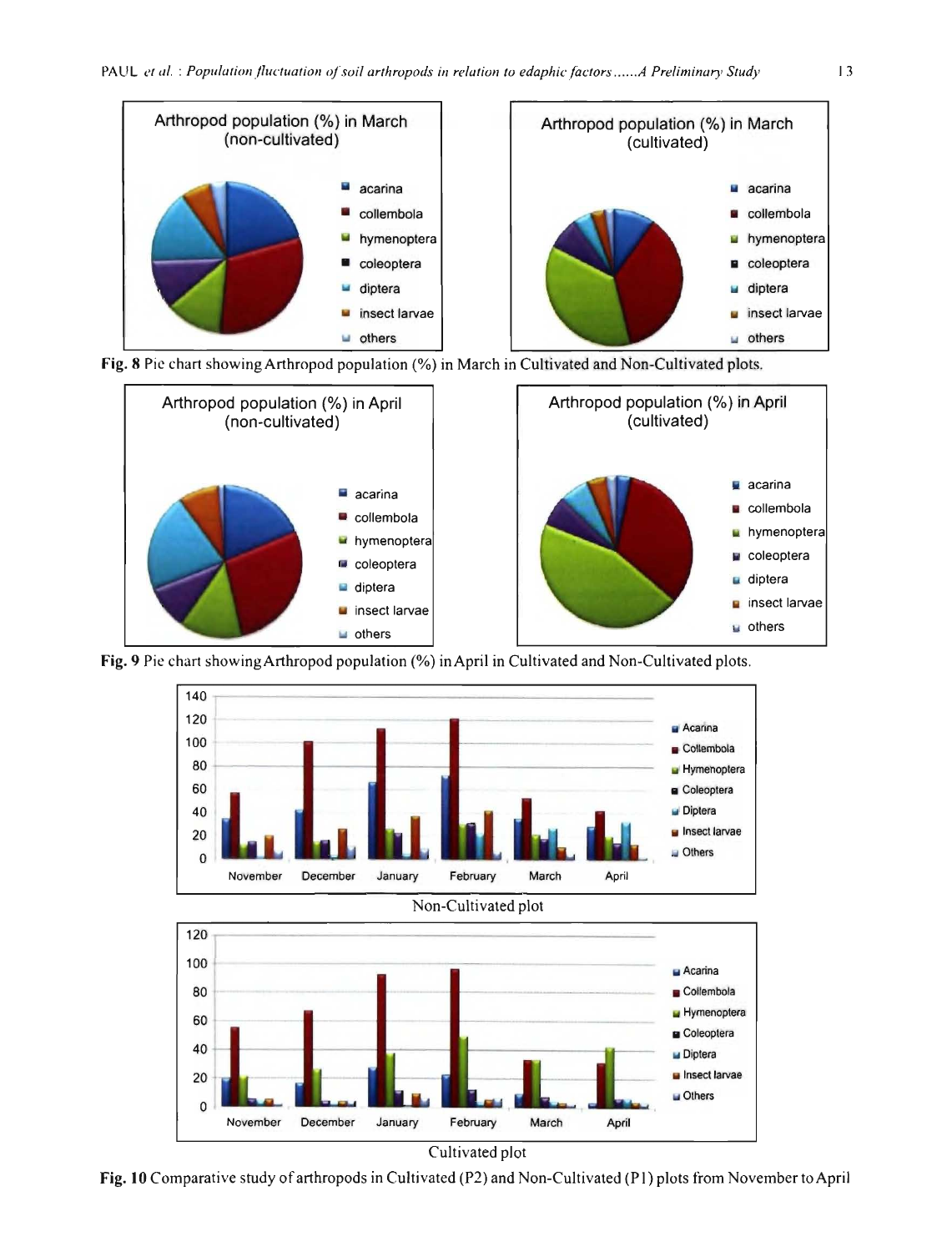Fig. 8 Pie chart showing Arthropod population (%) in March in Cultivated and Non-Cultivated plots.

Fig. 9 Pie chart showing Arthropod population (%) in April in Cultivated and Non-Cultivated plots.

Fig. 10 Comparative study of arthropods in Cultivated (P2) and Non-Cultivated (P1) plots from November to April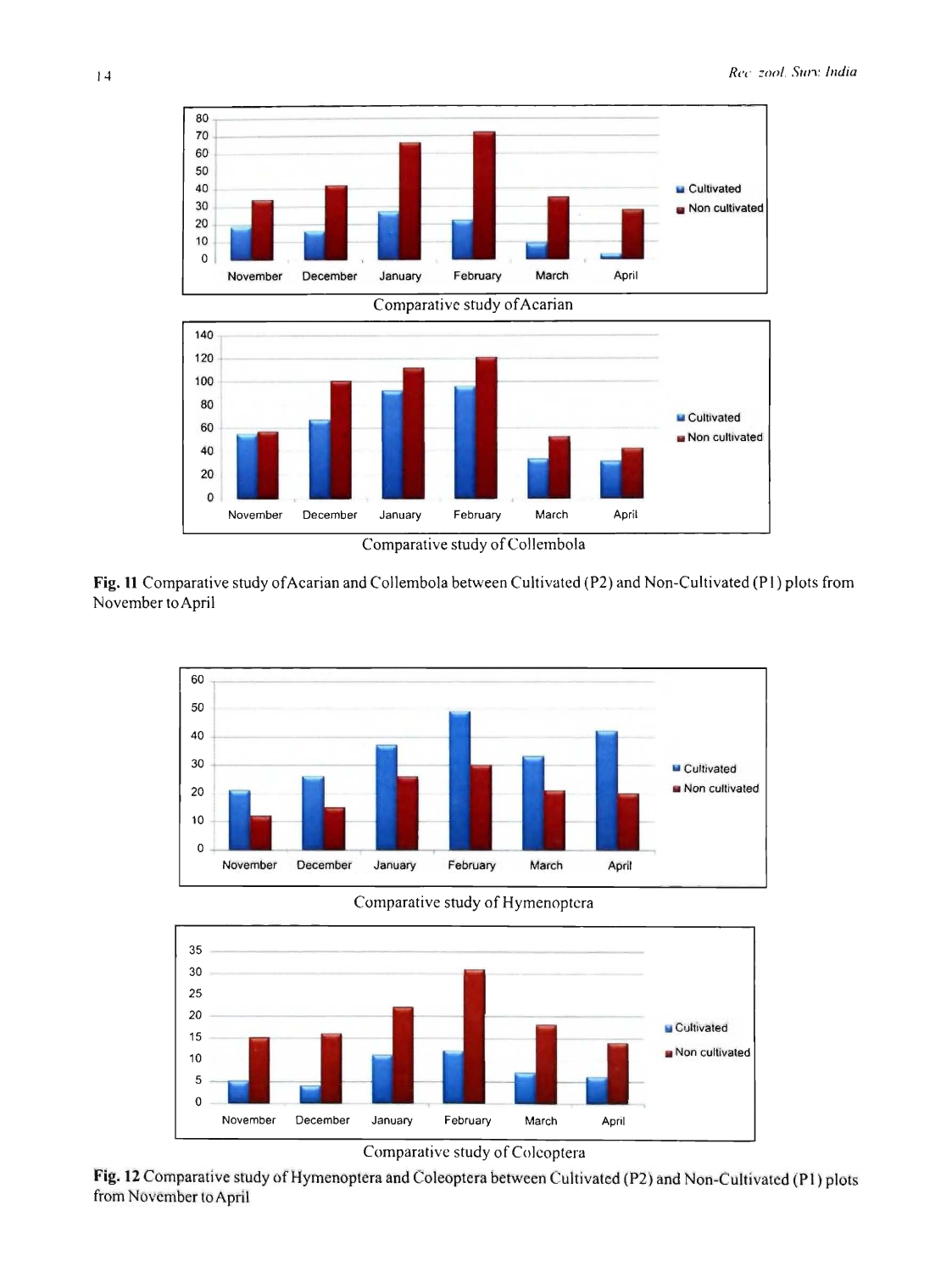Comparative study of Acarian

Comparative study of Collembola

**Fig. 11** Comparative study of Acarian and Collembola between Cultivated (P2) and Non-Cultivated (P1) plots from November to April

Comparative study of Hymenoptera

Comparative study of Coleoptera

**Fig. 12** Comparative study of Hymenoptera and Coleoptera between Cultivated (P2) and Non-Cultivated (P1) plots from November to April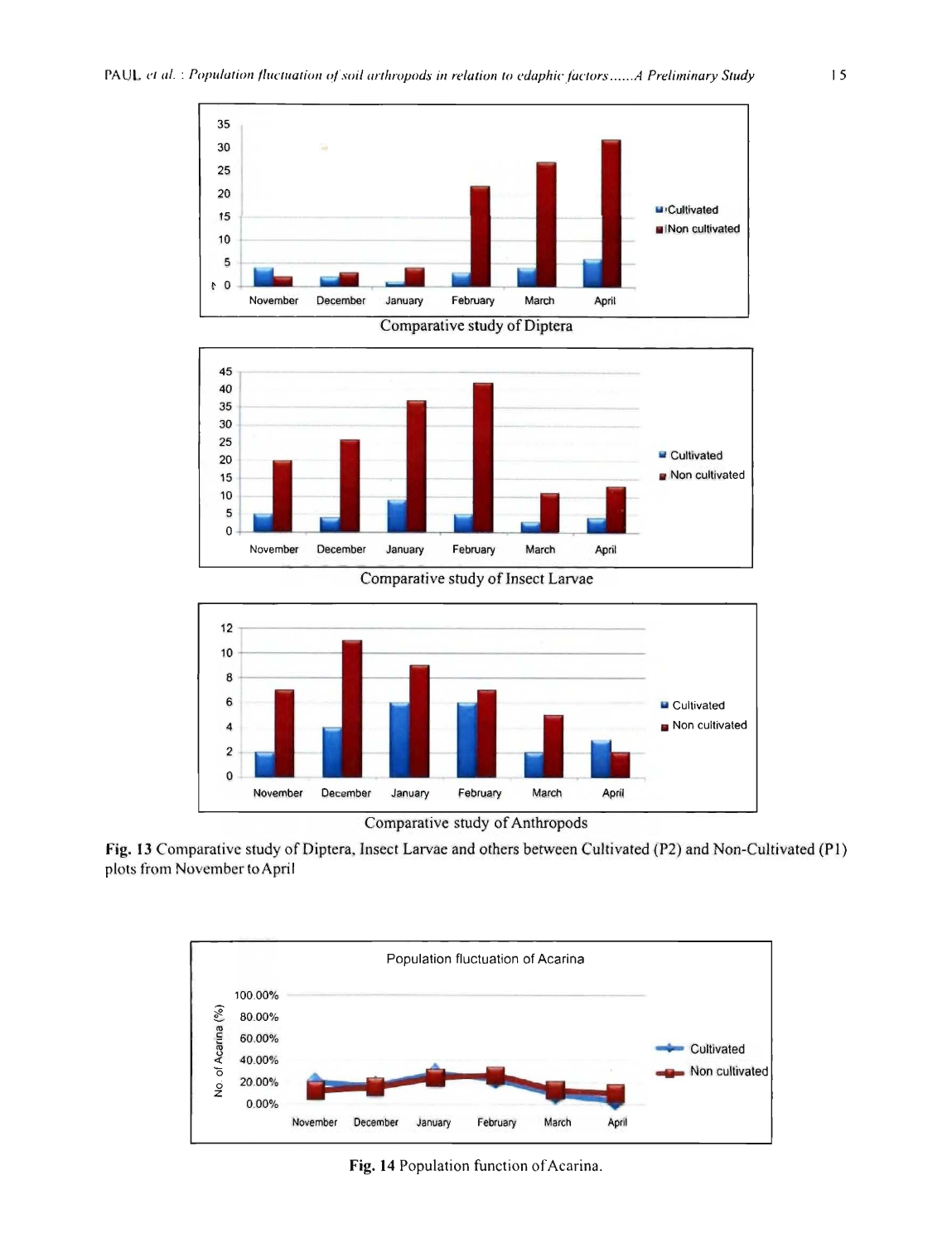Comparative study of Diptera

Comparative study of Insect Larvae

Comparative study of Anthropods

**Fig. 13** Comparative study of Diptera, Insect Larvae and others between Cultivated (P2) and Non-Cultivated (P1) plots from November to April

**Fig. 14** Population function of Acarina.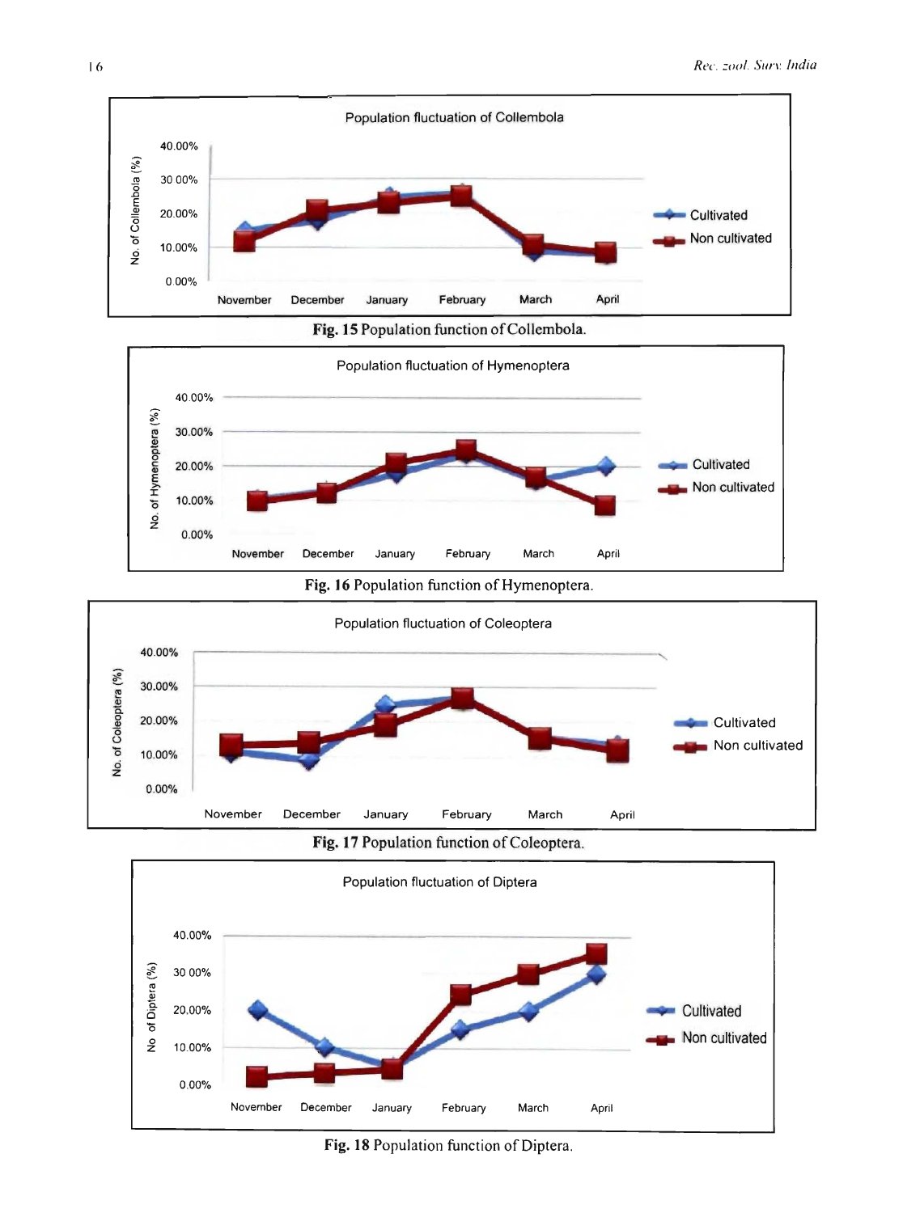Fig. 15 Population function of Collembola.

Fig. 16 Population function of Hymenoptera.

Fig. 17 Population function of Coleoptera.

Fig. 18 Population function of Diptera.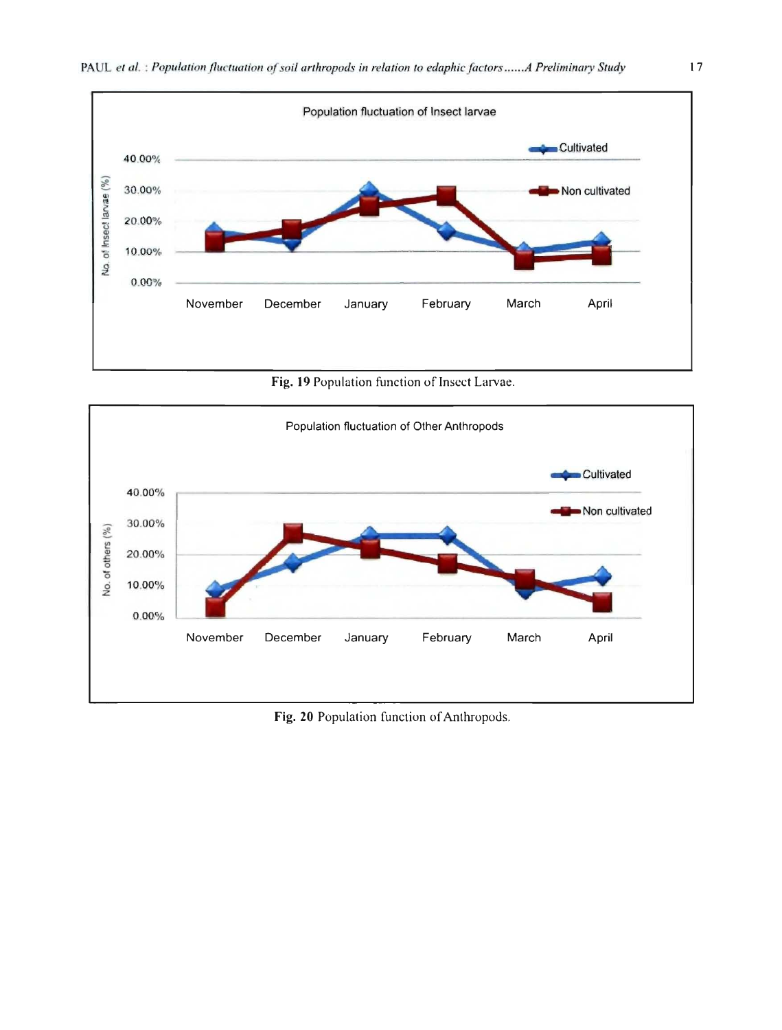Fig. 19 Population function of Insect Larvae.

Fig. 20 Population function of Anthropods.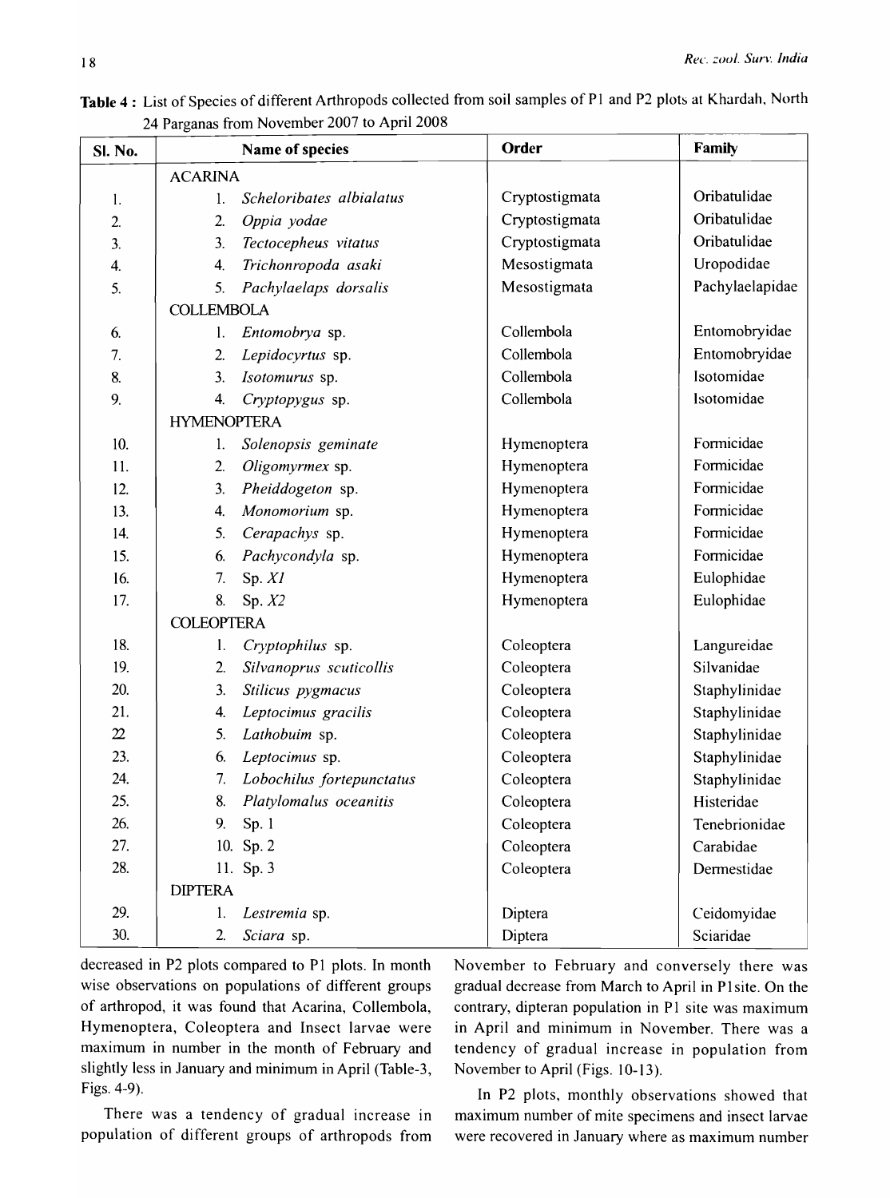**Table 4 :** List of Species of different Arthropods collected from soil samples of P1 and P2 plots at Khardah, North 24 Parganas from November 2007 to April 2008

| Sl. No. | Name of species | Order | Family |
|---|---|---|---|
| | ACARINA | | |
| 1. | 1. *Scheloribates albialatus* | Cryptostigmata | Oribatulidae |
| 2. | 2. *Oppia yodae* | Cryptostigmata | Oribatulidae |
| 3. | 3. *Tectocepheus vitatus* | Cryptostigmata | Oribatulidae |
| 4. | 4. *Trichonropoda asaki* | Mesostigmata | Uropodidae |
| 5. | 5. *Pachylaelaps dorsalis* | Mesostigmata | Pachylaelapidae |
| | COLLEMBOLA | | |
| 6. | 1. *Entomobrya* sp. | Collembola | Entomobryidae |
| 7. | 2. *Lepidocyrtus* sp. | Collembola | Entomobryidae |
| 8. | 3. *Isotomurus* sp. | Collembola | Isotomidae |
| 9. | 4. *Cryptopygus* sp. | Collembola | Isotomidae |
| | HYMENOPTERA | | |
| 10. | 1. *Solenopsis geminate* | Hymenoptera | Formicidae |
| 11. | 2. *Oligomyrmex* sp. | Hymenoptera | Formicidae |
| 12. | 3. *Pheiddogeton* sp. | Hymenoptera | Formicidae |
| 13. | 4. *Monomorium* sp. | Hymenoptera | Formicidae |
| 14. | 5. *Cerapachys* sp. | Hymenoptera | Formicidae |
| 15. | 6. *Pachycondyla* sp. | Hymenoptera | Formicidae |
| 16. | 7. Sp. *X1* | Hymenoptera | Eulophidae |
| 17. | 8. Sp. *X2* | Hymenoptera | Eulophidae |
| | COLEOPTERA | | |
| 18. | 1. *Cryptophilus* sp. | Coleoptera | Langureidae |
| 19. | 2. *Silvanoprus scuticollis* | Coleoptera | Silvanidae |
| 20. | 3. *Stilicus pygmacus* | Coleoptera | Staphylinidae |
| 21. | 4. *Leptocimus gracilis* | Coleoptera | Staphylinidae |
| 22 | 5. *Lathobuim* sp. | Coleoptera | Staphylinidae |
| 23. | 6. *Leptocimus* sp. | Coleoptera | Staphylinidae |
| 24. | 7. *Lobochilus fortepunctatus* | Coleoptera | Staphylinidae |
| 25. | 8. *Platylomalus oceanitis* | Coleoptera | Histeridae |
| 26. | 9. Sp. 1 | Coleoptera | Tenebrionidae |
| 27. | 10. Sp. 2 | Coleoptera | Carabidae |
| 28. | 11. Sp. 3 | Coleoptera | Dermestidae |
| | DIPTERA | | |
| 29. | 1. *Lestremia* sp. | Diptera | Ceidomyidae |
| 30. | 2. *Sciara* sp. | Diptera | Sciaridae |

decreased in P2 plots compared to P1 plots. In month wise observations on populations of different groups of arthropod, it was found that Acarina, Collembola, Hymenoptera, Coleoptera and Insect larvae were maximum in number in the month of February and slightly less in January and minimum in April (Table-3, Figs. 4-9).

There was a tendency of gradual increase in population of different groups of arthropods from November to February and conversely there was gradual decrease from March to April in P1site. On the contrary, dipteran population in P1 site was maximum in April and minimum in November. There was a tendency of gradual increase in population from November to April (Figs. 10-13).

In P2 plots, monthly observations showed that maximum number of mite specimens and insect larvae were recovered in January where as maximum number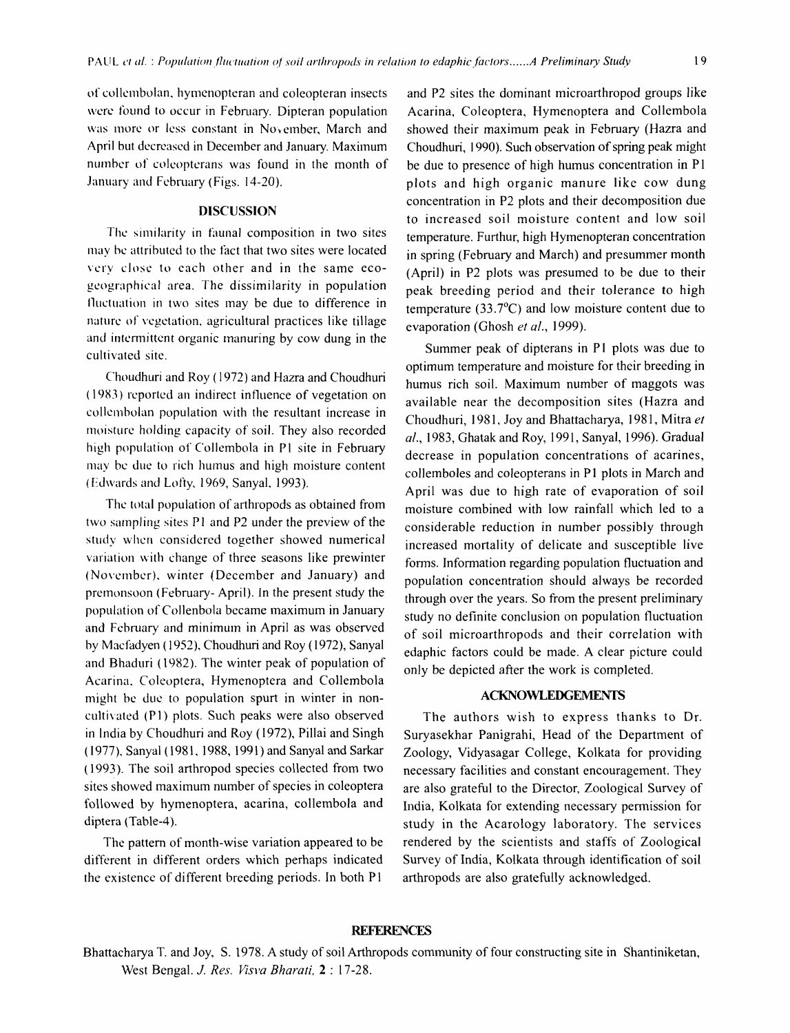of collembolan, hymenopteran and coleopteran insects were found to occur in February. Dipteran population was more or less constant in November, March and April but decreased in December and January. Maximum number of coleopterans was found in the month of January and February (Figs. 14-20).

## DISCUSSION

The similarity in faunal composition in two sites may be attributed to the fact that two sites were located very close to each other and in the same eco-geographical area. The dissimilarity in population fluctuation in two sites may be due to difference in nature of vegetation, agricultural practices like tillage and intermittent organic manuring by cow dung in the cultivated site.

Choudhuri and Roy (1972) and Hazra and Choudhuri (1983) reported an indirect influence of vegetation on collembolan population with the resultant increase in moisture holding capacity of soil. They also recorded high population of Collembola in P1 site in February may be due to rich humus and high moisture content (Edwards and Lofty, 1969, Sanyal, 1993).

The total population of arthropods as obtained from two sampling sites P1 and P2 under the preview of the study when considered together showed numerical variation with change of three seasons like prewinter (November), winter (December and January) and premonsoon (February- April). In the present study the population of Collenbola became maximum in January and February and minimum in April as was observed by Macfadyen (1952), Choudhuri and Roy (1972), Sanyal and Bhaduri (1982). The winter peak of population of Acarina, Coleoptera, Hymenoptera and Collembola might be due to population spurt in winter in non-cultivated (P1) plots. Such peaks were also observed in India by Choudhuri and Roy (1972), Pillai and Singh (1977), Sanyal (1981, 1988, 1991) and Sanyal and Sarkar (1993). The soil arthropod species collected from two sites showed maximum number of species in coleoptera followed by hymenoptera, acarina, collembola and diptera (Table-4).

The pattern of month-wise variation appeared to be different in different orders which perhaps indicated the existence of different breeding periods. In both P1 and P2 sites the dominant microarthropod groups like Acarina, Coleoptera, Hymenoptera and Collembola showed their maximum peak in February (Hazra and Choudhuri, 1990). Such observation of spring peak might be due to presence of high humus concentration in P1 plots and high organic manure like cow dung concentration in P2 plots and their decomposition due to increased soil moisture content and low soil temperature. Furthur, high Hymenopteran concentration in spring (February and March) and presummer month (April) in P2 plots was presumed to be due to their peak breeding period and their tolerance to high temperature (33.7°C) and low moisture content due to evaporation (Ghosh *et al.*, 1999).

Summer peak of dipterans in P1 plots was due to optimum temperature and moisture for their breeding in humus rich soil. Maximum number of maggots was available near the decomposition sites (Hazra and Choudhuri, 1981, Joy and Bhattacharya, 1981, Mitra *et al.*, 1983, Ghatak and Roy, 1991, Sanyal, 1996). Gradual decrease in population concentrations of acarines, collemboles and coleopterans in P1 plots in March and April was due to high rate of evaporation of soil moisture combined with low rainfall which led to a considerable reduction in number possibly through increased mortality of delicate and susceptible live forms. Information regarding population fluctuation and population concentration should always be recorded through over the years. So from the present preliminary study no definite conclusion on population fluctuation of soil microarthropods and their correlation with edaphic factors could be made. A clear picture could only be depicted after the work is completed.

## ACKNOWLEDGEMENTS

The authors wish to express thanks to Dr. Suryasekhar Panigrahi, Head of the Department of Zoology, Vidyasagar College, Kolkata for providing necessary facilities and constant encouragement. They are also grateful to the Director, Zoological Survey of India, Kolkata for extending necessary permission for study in the Acarology laboratory. The services rendered by the scientists and staffs of Zoological Survey of India, Kolkata through identification of soil arthropods are also gratefully acknowledged.

## REFERENCES

Bhattacharya T. and Joy, S. 1978. A study of soil Arthropods community of four constructing site in Shantiniketan, West Bengal. *J. Res. Visva Bharati,* **2** : 17-28.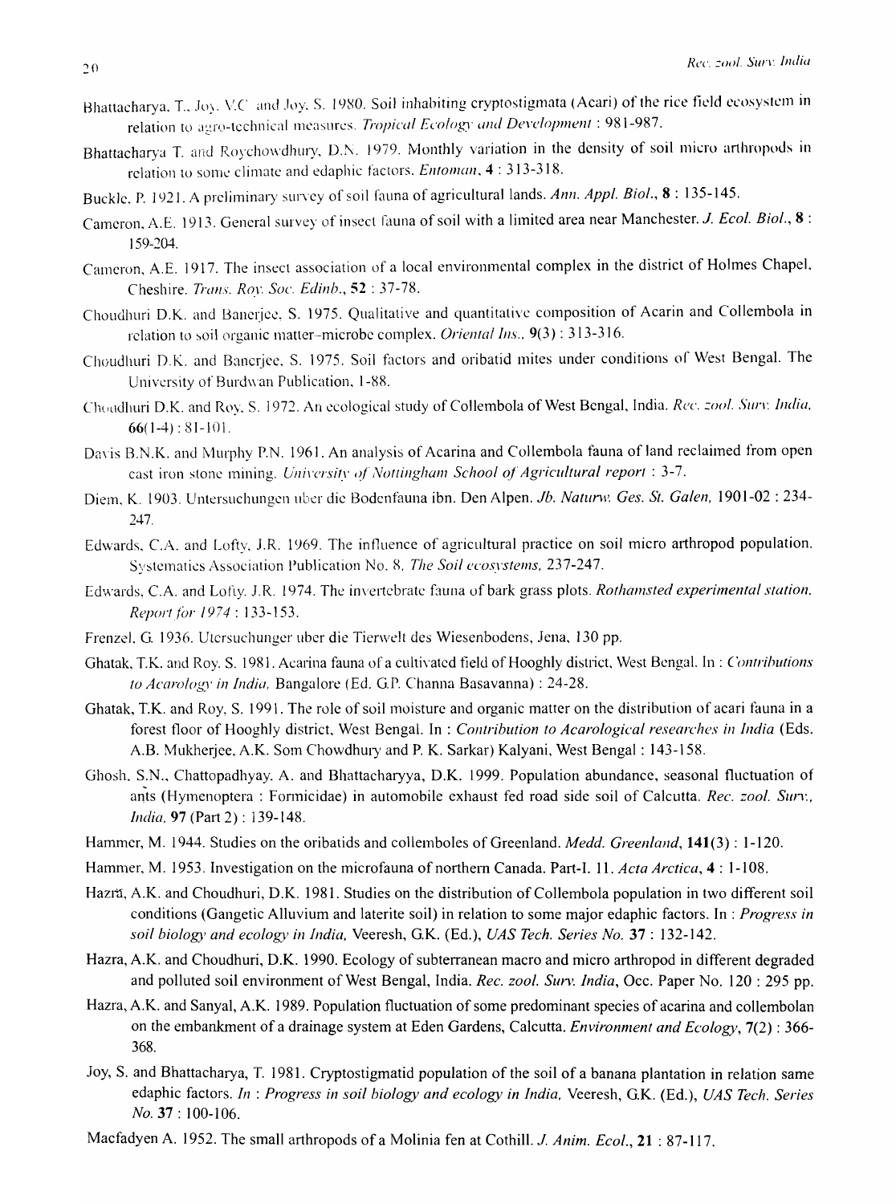Bhattacharya, T., Joy, V.C. and Joy, S. 1980. Soil inhabiting cryptostigmata (Acari) of the rice field ecosystem in relation to agro-technical measures. *Tropical Ecology and Development* : 981-987.

Bhattacharya T. and Roychowdhury, D.N. 1979. Monthly variation in the density of soil micro arthropods in relation to some climate and edaphic factors. *Entomon*, **4** : 313-318.

Buckle, P. 1921. A preliminary survey of soil fauna of agricultural lands. *Ann. Appl. Biol.*, **8** : 135-145.

Cameron, A.E. 1913. General survey of insect fauna of soil with a limited area near Manchester. *J. Ecol. Biol.*, **8** : 159-204.

Cameron, A.E. 1917. The insect association of a local environmental complex in the district of Holmes Chapel, Cheshire. *Trans. Roy. Soc. Edinb.*, **52** : 37-78.

Choudhuri D.K. and Banerjee, S. 1975. Qualitative and quantitative composition of Acarin and Collembola in relation to soil organic matter-microbe complex. *Oriental Ins.*, **9**(3) : 313-316.

Choudhuri D.K. and Banerjee, S. 1975. Soil factors and oribatid mites under conditions of West Bengal. The University of Burdwan Publication, 1-88.

Choudhuri D.K. and Roy, S. 1972. An ecological study of Collembola of West Bengal, India. *Rec. zool. Surv. India*, **66**(1-4) : 81-101.

Davis B.N.K. and Murphy P.N. 1961. An analysis of Acarina and Collembola fauna of land reclaimed from open cast iron stone mining. *University of Nottingham School of Agricultural report* : 3-7.

Diem, K. 1903. Untersuchungen uber die Bodenfauna ibn. Den Alpen. *Jb. Naturw. Ges. St. Galen*, 1901-02 : 234-247.

Edwards, C.A. and Lofty, J.R. 1969. The influence of agricultural practice on soil micro arthropod population. Systematics Association Publication No. 8, *The Soil ecosystems*, 237-247.

Edwards, C.A. and Lofty. J.R. 1974. The invertebrate fauna of bark grass plots. *Rothamsted experimental station, Report for 1974* : 133-153.

Frenzel, G. 1936. Utersuchunger uber die Tierwelt des Wiesenbodens, Jena, 130 pp.

Ghatak, T.K. and Roy. S. 1981. Acarina fauna of a cultivated field of Hooghly district, West Bengal. In : *Contributions to Acarology in India*, Bangalore (Ed. G.P. Channa Basavanna) : 24-28.

Ghatak, T.K. and Roy, S. 1991. The role of soil moisture and organic matter on the distribution of acari fauna in a forest floor of Hooghly district, West Bengal. In : *Contribution to Acarological researches in India* (Eds. A.B. Mukherjee, A.K. Som Chowdhury and P. K. Sarkar) Kalyani, West Bengal : 143-158.

Ghosh, S.N., Chattopadhyay. A. and Bhattacharyya, D.K. 1999. Population abundance, seasonal fluctuation of ants (Hymenoptera : Formicidae) in automobile exhaust fed road side soil of Calcutta. *Rec. zool. Surv., India*, **97** (Part 2) : 139-148.

Hammer, M. 1944. Studies on the oribatids and collemboles of Greenland. *Medd. Greenland*, **141**(3) : 1-120.

Hammer, M. 1953. Investigation on the microfauna of northern Canada. Part-I. 11. *Acta Arctica*, **4** : 1-108.

Hazra, A.K. and Choudhuri, D.K. 1981. Studies on the distribution of Collembola population in two different soil conditions (Gangetic Alluvium and laterite soil) in relation to some major edaphic factors. In : *Progress in soil biology and ecology in India*, Veeresh, G.K. (Ed.), *UAS Tech. Series No.* **37** : 132-142.

Hazra, A.K. and Choudhuri, D.K. 1990. Ecology of subterranean macro and micro arthropod in different degraded and polluted soil environment of West Bengal, India. *Rec. zool. Surv. India*, Occ. Paper No. 120 : 295 pp.

Hazra, A.K. and Sanyal, A.K. 1989. Population fluctuation of some predominant species of acarina and collembolan on the embankment of a drainage system at Eden Gardens, Calcutta. *Environment and Ecology*, **7**(2) : 366-368.

Joy, S. and Bhattacharya, T. 1981. Cryptostigmatid population of the soil of a banana plantation in relation same edaphic factors. *In : Progress in soil biology and ecology in India*, Veeresh, G.K. (Ed.), *UAS Tech. Series No.* **37** : 100-106.

Macfadyen A. 1952. The small arthropods of a Molinia fen at Cothill. *J. Anim. Ecol.*, **21** : 87-117.